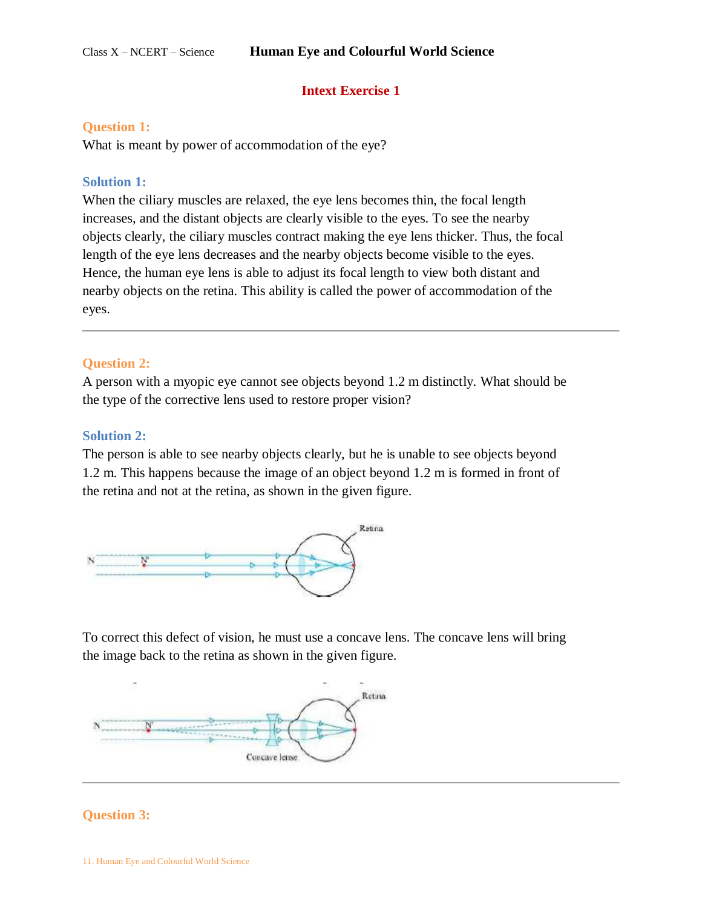## Intext Exercise 1

**Question 1:**

What is meant by power of accommodation of the eye?

**Solution 1:**

When the ciliary muscles are relaxed, the eye lens becomes thin, the focal length increases, and the distant objects are clearly visible to the eyes. To see the nearby objects clearly, the ciliary muscles contract making the eye lens thicker. Thus, the focal length of the eye lens decreases and the nearby objects become visible to the eyes. Hence, the human eye lens is able to adjust its focal length to view both distant and nearby objects on the retina. This ability is called the power of accommodation of the eyes.

---

**Question 2:**

A person with a myopic eye cannot see objects beyond 1.2 m distinctly. What should be the type of the corrective lens used to restore proper vision?

**Solution 2:**

The person is able to see nearby objects clearly, but he is unable to see objects beyond 1.2 m. This happens because the image of an object beyond 1.2 m is formed in front of the retina and not at the retina, as shown in the given figure.

To correct this defect of vision, he must use a concave lens. The concave lens will bring the image back to the retina as shown in the given figure.

---

**Question 3:**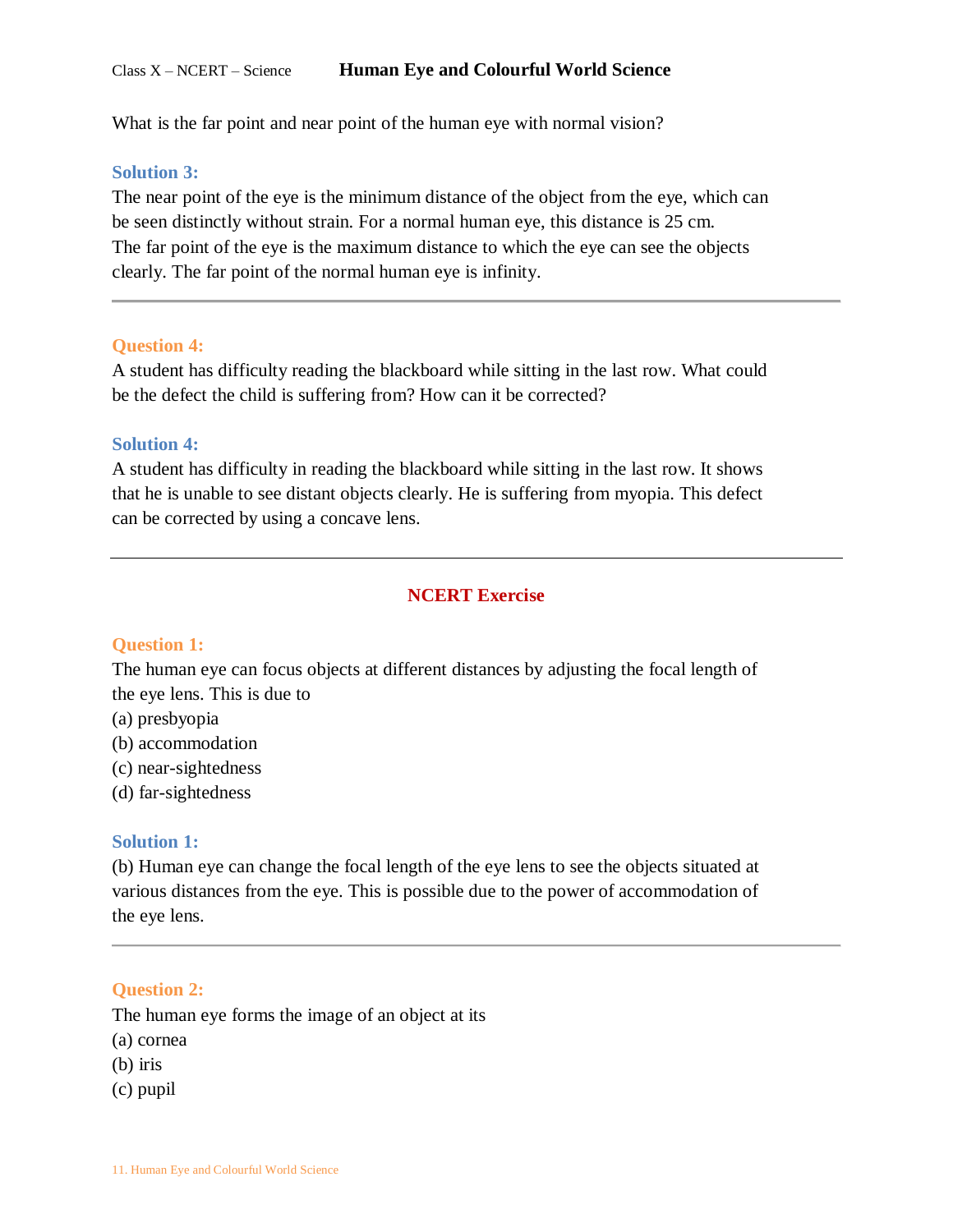What is the far point and near point of the human eye with normal vision?

**Solution 3:**

The near point of the eye is the minimum distance of the object from the eye, which can be seen distinctly without strain. For a normal human eye, this distance is 25 cm.
The far point of the eye is the maximum distance to which the eye can see the objects clearly. The far point of the normal human eye is infinity.

---

**Question 4:**

A student has difficulty reading the blackboard while sitting in the last row. What could be the defect the child is suffering from? How can it be corrected?

**Solution 4:**

A student has difficulty in reading the blackboard while sitting in the last row. It shows that he is unable to see distant objects clearly. He is suffering from myopia. This defect can be corrected by using a concave lens.

---

## NCERT Exercise

**Question 1:**

The human eye can focus objects at different distances by adjusting the focal length of the eye lens. This is due to

(a) presbyopia
(b) accommodation
(c) near-sightedness
(d) far-sightedness

**Solution 1:**

(b) Human eye can change the focal length of the eye lens to see the objects situated at various distances from the eye. This is possible due to the power of accommodation of the eye lens.

---

**Question 2:**

The human eye forms the image of an object at its

(a) cornea
(b) iris
(c) pupil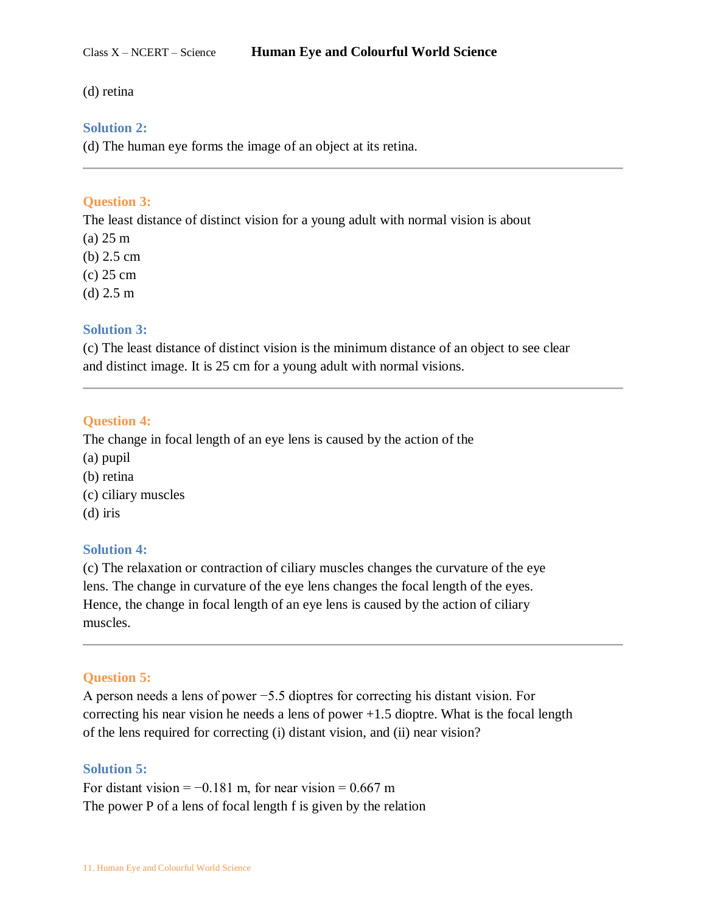(d) retina

**Solution 2:**

(d) The human eye forms the image of an object at its retina.

---

**Question 3:**

The least distance of distinct vision for a young adult with normal vision is about

(a) 25 m
(b) 2.5 cm
(c) 25 cm
(d) 2.5 m

**Solution 3:**

(c) The least distance of distinct vision is the minimum distance of an object to see clear and distinct image. It is 25 cm for a young adult with normal visions.

---

**Question 4:**

The change in focal length of an eye lens is caused by the action of the

(a) pupil
(b) retina
(c) ciliary muscles
(d) iris

**Solution 4:**

(c) The relaxation or contraction of ciliary muscles changes the curvature of the eye lens. The change in curvature of the eye lens changes the focal length of the eyes. Hence, the change in focal length of an eye lens is caused by the action of ciliary muscles.

---

**Question 5:**

A person needs a lens of power −5.5 dioptres for correcting his distant vision. For correcting his near vision he needs a lens of power +1.5 dioptre. What is the focal length of the lens required for correcting (i) distant vision, and (ii) near vision?

**Solution 5:**

For distant vision = −0.181 m, for near vision = 0.667 m

The power P of a lens of focal length f is given by the relation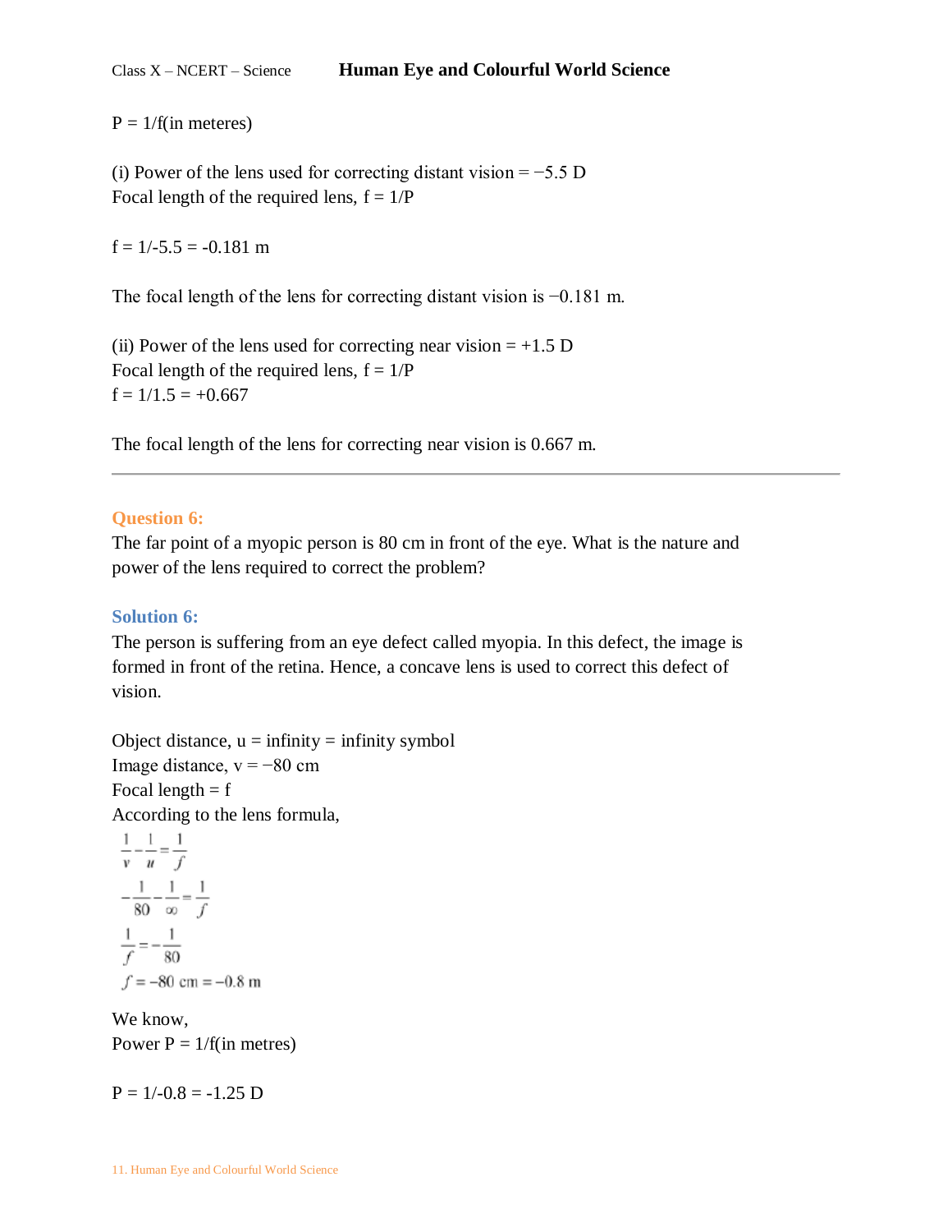P = 1/f(in meteres)

(i) Power of the lens used for correcting distant vision = −5.5 D
Focal length of the required lens, f = 1/P

f = 1/-5.5 = -0.181 m

The focal length of the lens for correcting distant vision is −0.181 m.

(ii) Power of the lens used for correcting near vision = +1.5 D
Focal length of the required lens, f = 1/P
f = 1/1.5 = +0.667

The focal length of the lens for correcting near vision is 0.667 m.

---

**Question 6:**
The far point of a myopic person is 80 cm in front of the eye. What is the nature and power of the lens required to correct the problem?

**Solution 6:**
The person is suffering from an eye defect called myopia. In this defect, the image is formed in front of the retina. Hence, a concave lens is used to correct this defect of vision.

Object distance, u = infinity = infinity symbol
Image distance, v = −80 cm
Focal length = f
According to the lens formula,

$$\frac{1}{v} - \frac{1}{u} = \frac{1}{f}$$

$$-\frac{1}{80} - \frac{1}{\infty} = \frac{1}{f}$$

$$\frac{1}{f} = -\frac{1}{80}$$

$$f = -80 \text{ cm} = -0.8 \text{ m}$$

We know,
Power P = 1/f(in metres)

P = 1/-0.8 = -1.25 D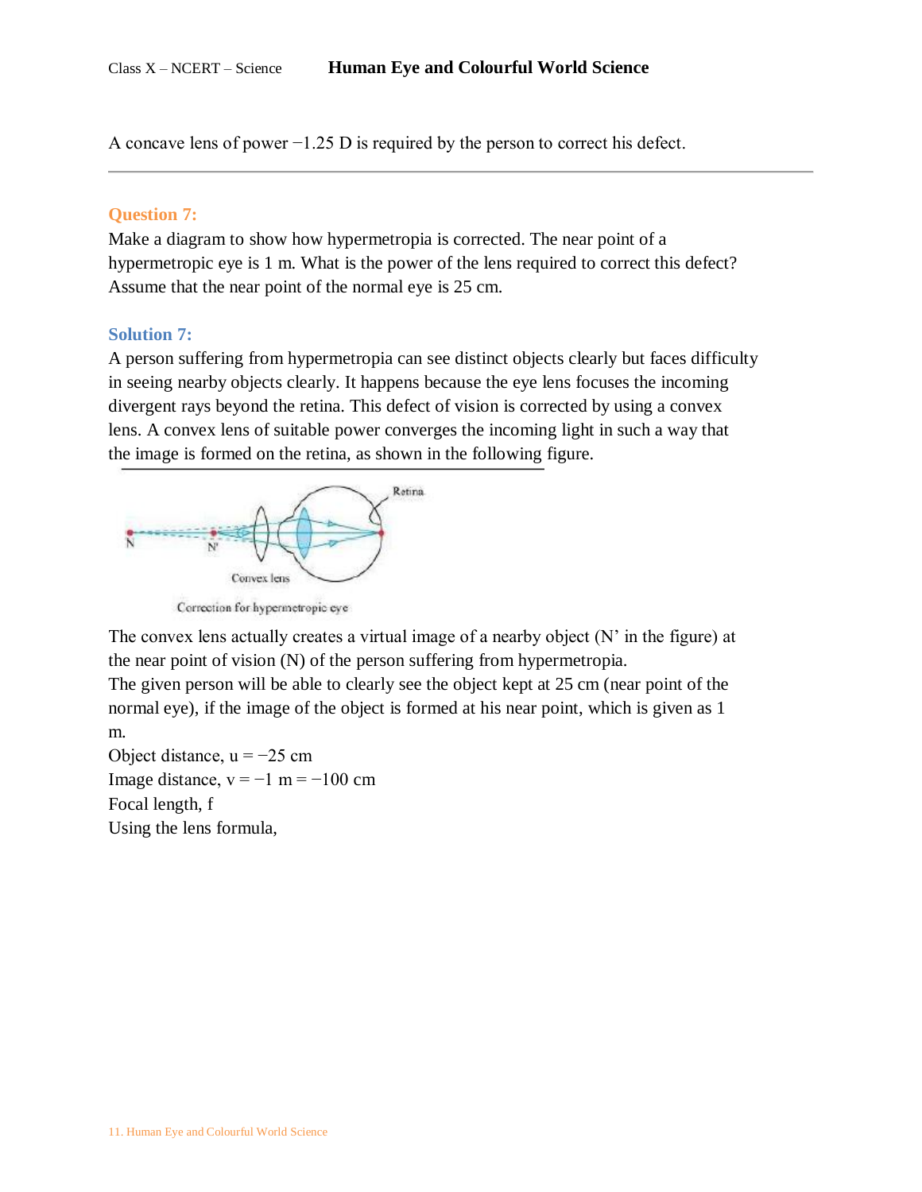A concave lens of power −1.25 D is required by the person to correct his defect.

---

**Question 7:**

Make a diagram to show how hypermetropia is corrected. The near point of a hypermetropic eye is 1 m. What is the power of the lens required to correct this defect? Assume that the near point of the normal eye is 25 cm.

**Solution 7:**

A person suffering from hypermetropia can see distinct objects clearly but faces difficulty in seeing nearby objects clearly. It happens because the eye lens focuses the incoming divergent rays beyond the retina. This defect of vision is corrected by using a convex lens. A convex lens of suitable power converges the incoming light in such a way that the image is formed on the retina, as shown in the following figure.

Correction for hypermetropic eye

The convex lens actually creates a virtual image of a nearby object (N' in the figure) at the near point of vision (N) of the person suffering from hypermetropia.

The given person will be able to clearly see the object kept at 25 cm (near point of the normal eye), if the image of the object is formed at his near point, which is given as 1 m.

Object distance, $u = -25$ cm

Image distance, $v = -1$ m $= -100$ cm

Focal length, $f$

Using the lens formula,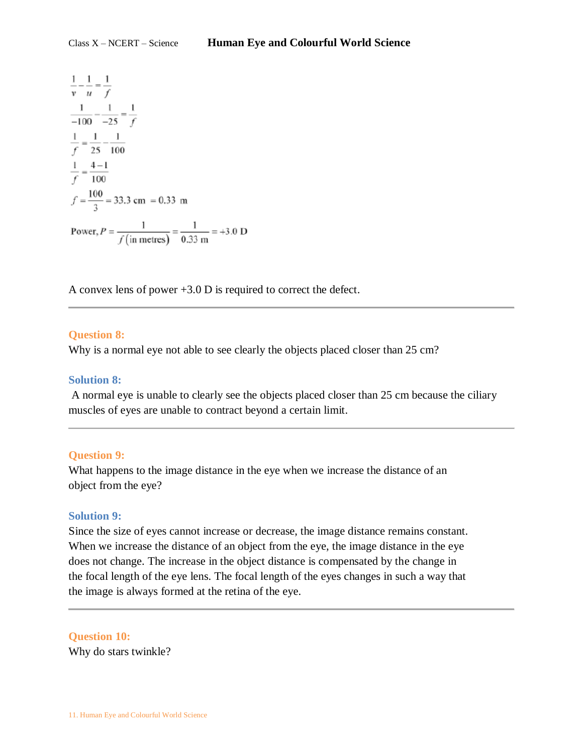$$\frac{1}{v} - \frac{1}{u} = \frac{1}{f}$$

$$\frac{1}{-100} - \frac{1}{-25} = \frac{1}{f}$$

$$\frac{1}{f} = \frac{1}{25} - \frac{1}{100}$$

$$\frac{1}{f} = \frac{4-1}{100}$$

$$f = \frac{100}{3} = 33.3 \text{ cm } = 0.33 \text{ m}$$

$$\text{Power, } P = \frac{1}{f\,(\text{in metres})} = \frac{1}{0.33 \text{ m}} = +3.0 \text{ D}$$

A convex lens of power +3.0 D is required to correct the defect.

---

**Question 8:**

Why is a normal eye not able to see clearly the objects placed closer than 25 cm?

**Solution 8:**

A normal eye is unable to clearly see the objects placed closer than 25 cm because the ciliary muscles of eyes are unable to contract beyond a certain limit.

---

**Question 9:**

What happens to the image distance in the eye when we increase the distance of an object from the eye?

**Solution 9:**

Since the size of eyes cannot increase or decrease, the image distance remains constant. When we increase the distance of an object from the eye, the image distance in the eye does not change. The increase in the object distance is compensated by the change in the focal length of the eye lens. The focal length of the eyes changes in such a way that the image is always formed at the retina of the eye.

---

**Question 10:**

Why do stars twinkle?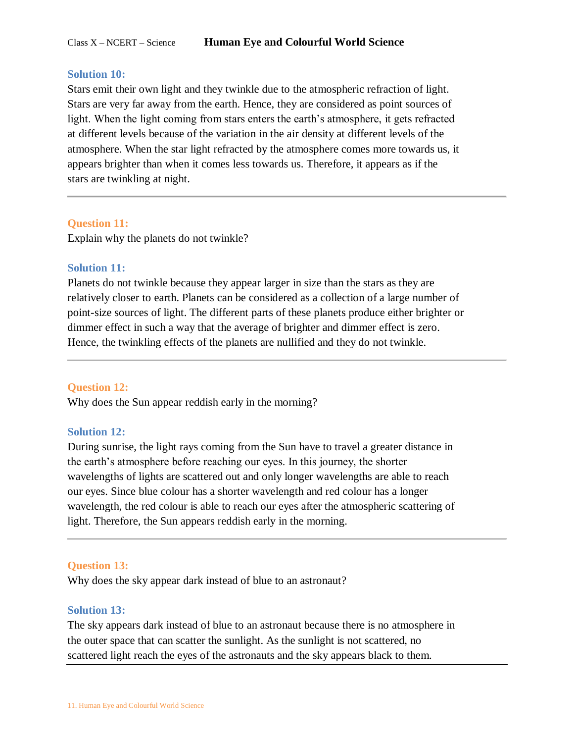### Solution 10:

Stars emit their own light and they twinkle due to the atmospheric refraction of light. Stars are very far away from the earth. Hence, they are considered as point sources of light. When the light coming from stars enters the earth's atmosphere, it gets refracted at different levels because of the variation in the air density at different levels of the atmosphere. When the star light refracted by the atmosphere comes more towards us, it appears brighter than when it comes less towards us. Therefore, it appears as if the stars are twinkling at night.

---

### Question 11:

Explain why the planets do not twinkle?

### Solution 11:

Planets do not twinkle because they appear larger in size than the stars as they are relatively closer to earth. Planets can be considered as a collection of a large number of point-size sources of light. The different parts of these planets produce either brighter or dimmer effect in such a way that the average of brighter and dimmer effect is zero. Hence, the twinkling effects of the planets are nullified and they do not twinkle.

---

### Question 12:

Why does the Sun appear reddish early in the morning?

### Solution 12:

During sunrise, the light rays coming from the Sun have to travel a greater distance in the earth's atmosphere before reaching our eyes. In this journey, the shorter wavelengths of lights are scattered out and only longer wavelengths are able to reach our eyes. Since blue colour has a shorter wavelength and red colour has a longer wavelength, the red colour is able to reach our eyes after the atmospheric scattering of light. Therefore, the Sun appears reddish early in the morning.

---

### Question 13:

Why does the sky appear dark instead of blue to an astronaut?

### Solution 13:

The sky appears dark instead of blue to an astronaut because there is no atmosphere in the outer space that can scatter the sunlight. As the sunlight is not scattered, no scattered light reach the eyes of the astronauts and the sky appears black to them.